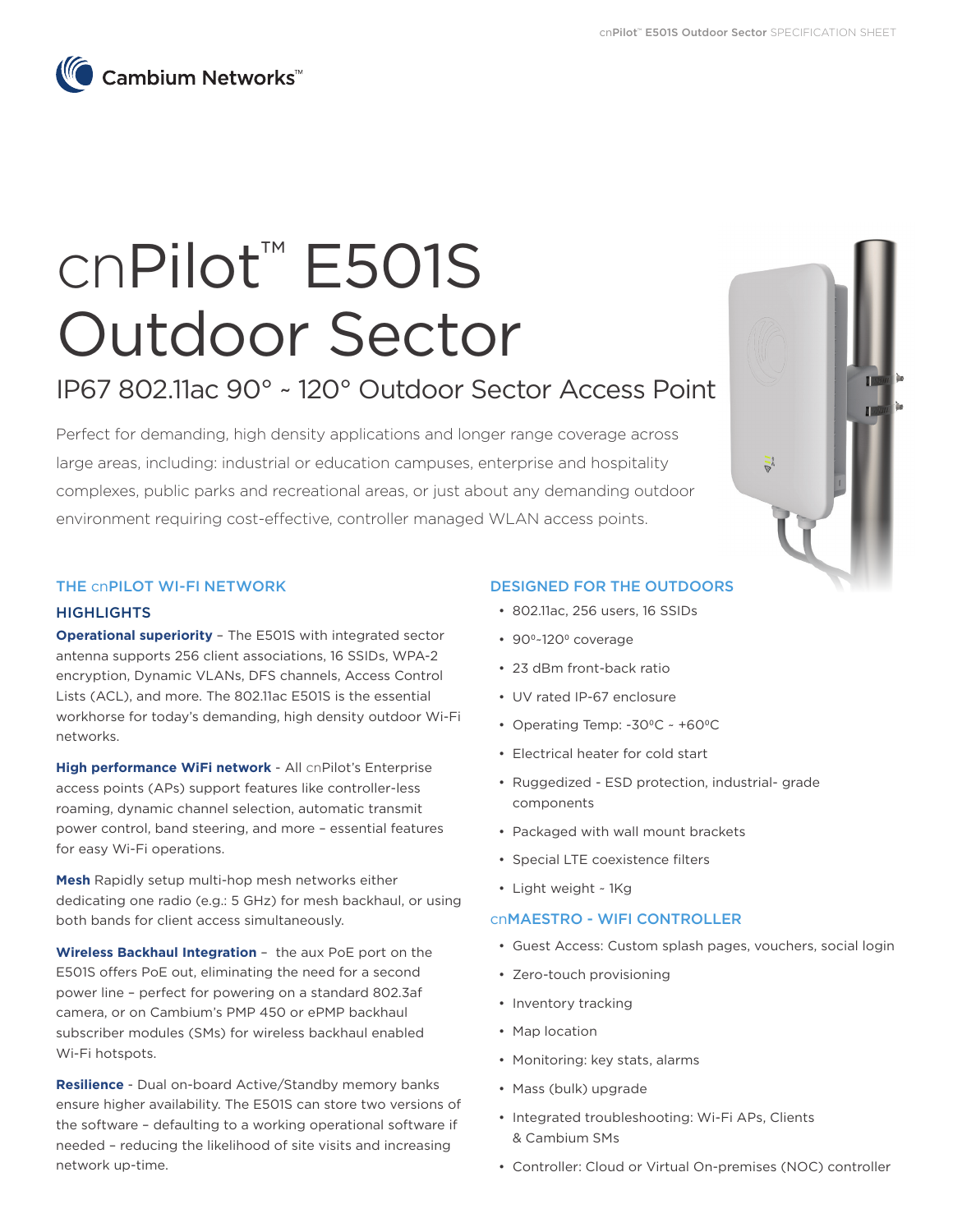Cambium Networks™

# cnPilot™ E501S Outdoor Sector

## IP67 802.11ac 90° ~ 120° Outdoor Sector Access Point

Perfect for demanding, high density applications and longer range coverage across large areas, including: industrial or education campuses, enterprise and hospitality complexes, public parks and recreational areas, or just about any demanding outdoor environment requiring cost-effective, controller managed WLAN access points.

### THE cnPILOT WI-FI NETWORK

### HIGHLIGHTS

**Operational superiority** – The E501S with integrated sector antenna supports 256 client associations, 16 SSIDs, WPA-2 encryption, Dynamic VLANs, DFS channels, Access Control Lists (ACL), and more. The 802.11ac E501S is the essential workhorse for today's demanding, high density outdoor Wi-Fi networks.

**High performance WiFi network** - All cnPilot's Enterprise access points (APs) support features like controller-less roaming, dynamic channel selection, automatic transmit power control, band steering, and more – essential features for easy Wi-Fi operations.

**Mesh** Rapidly setup multi-hop mesh networks either dedicating one radio (e.g.: 5 GHz) for mesh backhaul, or using both bands for client access simultaneously.

**Wireless Backhaul Integration** – the aux PoE port on the E501S offers PoE out, eliminating the need for a second power line – perfect for powering on a standard 802.3af camera, or on Cambium's PMP 450 or ePMP backhaul subscriber modules (SMs) for wireless backhaul enabled Wi-Fi hotspots.

**Resilience** - Dual on-board Active/Standby memory banks ensure higher availability. The E501S can store two versions of the software – defaulting to a working operational software if needed – reducing the likelihood of site visits and increasing network up-time.

### DESIGNED FOR THE OUTDOORS

- 802.11ac, 256 users, 16 SSIDs
- 90º-120º coverage
- 23 dBm front-back ratio
- UV rated IP-67 enclosure
- Operating Temp: -30ºC - +60ºC
- Electrical heater for cold start
- Ruggedized - ESD protection, industrial- grade components
- Packaged with wall mount brackets
- Special LTE coexistence filters
- Light weight ~ 1Kg

### cnMAESTRO - WIFI CONTROLLER

- Guest Access: Custom splash pages, vouchers, social login
- Zero-touch provisioning
- Inventory tracking
- Map location
- Monitoring: key stats, alarms
- Mass (bulk) upgrade
- Integrated troubleshooting: Wi-Fi APs, Clients & Cambium SMs
- Controller: Cloud or Virtual On-premises (NOC) controller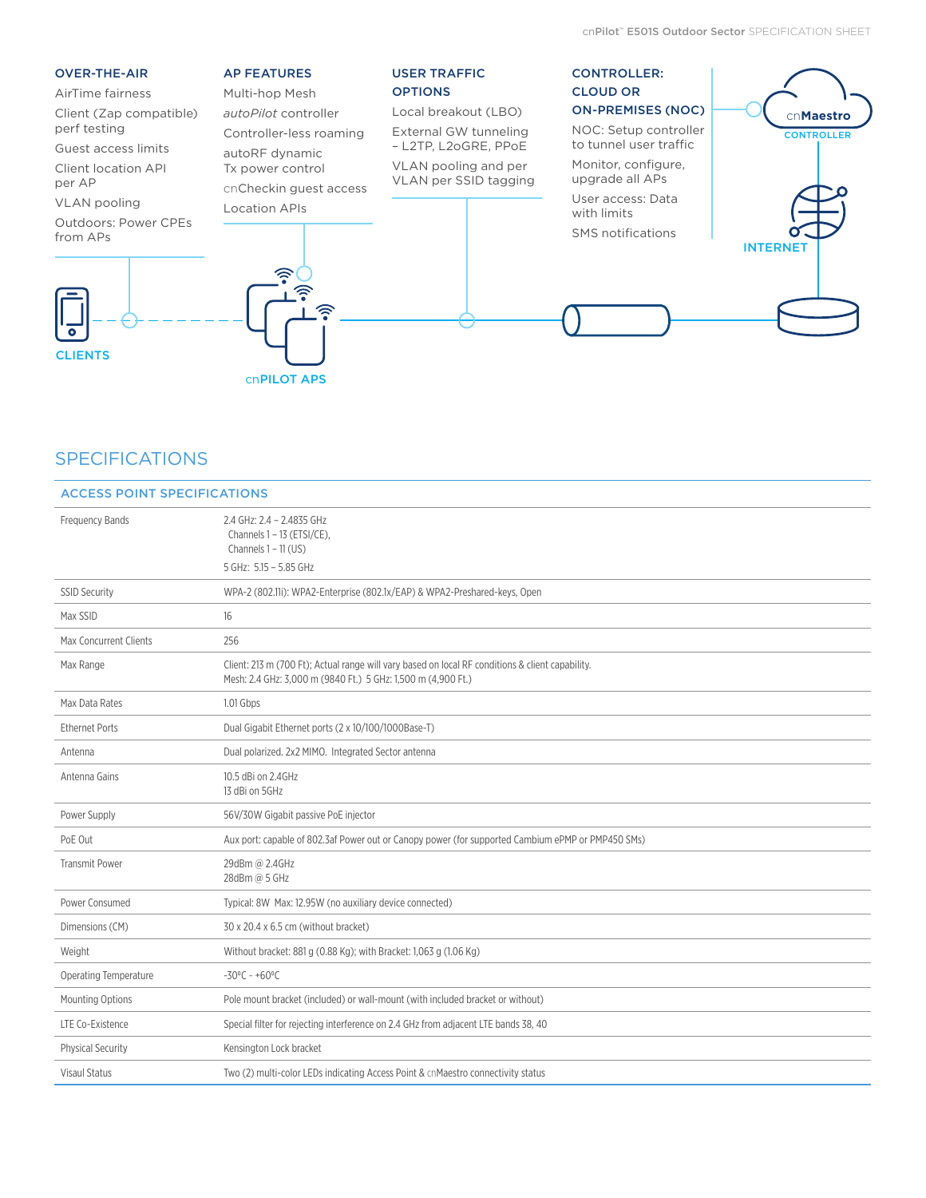**OVER-THE-AIR**

AirTime fairness

Client (Zap compatible) perf testing

Guest access limits

Client location API per AP

VLAN pooling

Outdoors: Power CPEs from APs

**AP FEATURES**

Multi-hop Mesh

*autoPilot* controller

Controller-less roaming

autoRF dynamic Tx power control

cnCheckin guest access

Location APIs

**USER TRAFFIC OPTIONS**

Local breakout (LBO)

External GW tunneling – L2TP, L2oGRE, PPoE

VLAN pooling and per VLAN per SSID tagging

**CONTROLLER: CLOUD OR ON-PREMISES (NOC)**

NOC: Setup controller to tunnel user traffic

Monitor, configure, upgrade all APs

User access: Data with limits

SMS notifications

CLIENTS

cnPILOT APS

cnMaestro CONTROLLER

INTERNET

## SPECIFICATIONS

| ACCESS POINT SPECIFICATIONS | |
|---|---|
| Frequency Bands | 2.4 GHz: 2.4 – 2.4835 GHz<br>Channels 1 – 13 (ETSI/CE),<br>Channels 1 – 11 (US)<br>5 GHz: 5.15 – 5.85 GHz |
| SSID Security | WPA-2 (802.11i): WPA2-Enterprise (802.1x/EAP) & WPA2-Preshared-keys, Open |
| Max SSID | 16 |
| Max Concurrent Clients | 256 |
| Max Range | Client: 213 m (700 Ft); Actual range will vary based on local RF conditions & client capability.<br>Mesh: 2.4 GHz: 3,000 m (9840 Ft.) 5 GHz: 1,500 m (4,900 Ft.) |
| Max Data Rates | 1.01 Gbps |
| Ethernet Ports | Dual Gigabit Ethernet ports (2 x 10/100/1000Base-T) |
| Antenna | Dual polarized. 2x2 MIMO. Integrated Sector antenna |
| Antenna Gains | 10.5 dBi on 2.4GHz<br>13 dBi on 5GHz |
| Power Supply | 56V/30W Gigabit passive PoE injector |
| PoE Out | Aux port: capable of 802.3af Power out or Canopy power (for supported Cambium ePMP or PMP450 SMs) |
| Transmit Power | 29dBm @ 2.4GHz<br>28dBm @ 5 GHz |
| Power Consumed | Typical: 8W Max: 12.95W (no auxiliary device connected) |
| Dimensions (CM) | 30 x 20.4 x 6.5 cm (without bracket) |
| Weight | Without bracket: 881 g (0.88 Kg); with Bracket: 1,063 g (1.06 Kg) |
| Operating Temperature | -30°C - +60°C |
| Mounting Options | Pole mount bracket (included) or wall-mount (with included bracket or without) |
| LTE Co-Existence | Special filter for rejecting interference on 2.4 GHz from adjacent LTE bands 38, 40 |
| Physical Security | Kensington Lock bracket |
| Visaul Status | Two (2) multi-color LEDs indicating Access Point & cnMaestro connectivity status |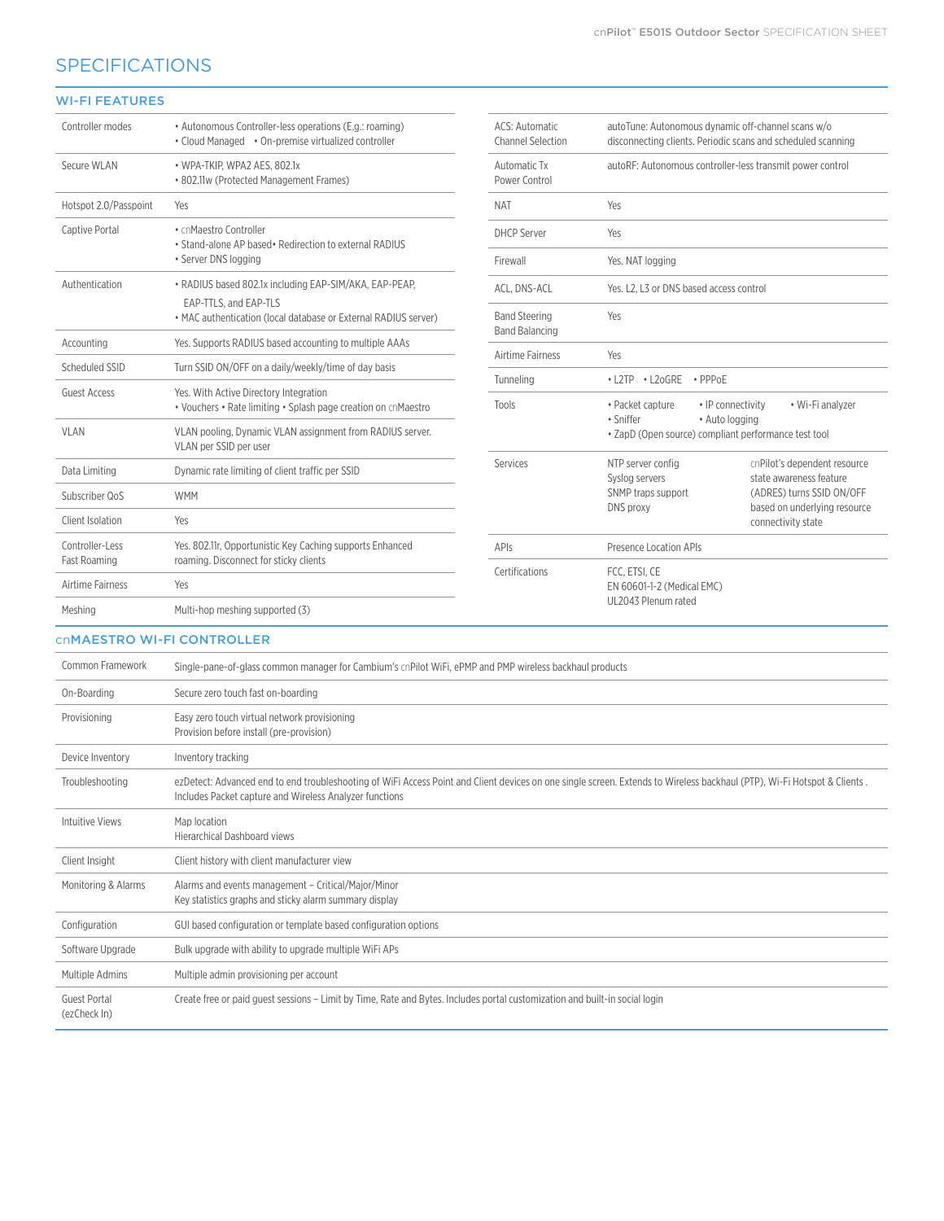# SPECIFICATIONS

## WI-FI FEATURES

| | |
|---|---|
| Controller modes | • Autonomous Controller-less operations (E.g.: roaming) • Cloud Managed • On-premise virtualized controller |
| Secure WLAN | • WPA-TKIP, WPA2 AES, 802.1x • 802.11w (Protected Management Frames) |
| Hotspot 2.0/Passpoint | Yes |
| Captive Portal | • cnMaestro Controller • Stand-alone AP based • Redirection to external RADIUS • Server DNS logging |
| Authentication | • RADIUS based 802.1x including EAP-SIM/AKA, EAP-PEAP, EAP-TTLS, and EAP-TLS • MAC authentication (local database or External RADIUS server) |
| Accounting | Yes. Supports RADIUS based accounting to multiple AAAs |
| Scheduled SSID | Turn SSID ON/OFF on a daily/weekly/time of day basis |
| Guest Access | Yes. With Active Directory Integration • Vouchers • Rate limiting • Splash page creation on cnMaestro |
| VLAN | VLAN pooling, Dynamic VLAN assignment from RADIUS server. VLAN per SSID per user |
| Data Limiting | Dynamic rate limiting of client traffic per SSID |
| Subscriber QoS | WMM |
| Client Isolation | Yes |
| Controller-Less Fast Roaming | Yes. 802.11r, Opportunistic Key Caching supports Enhanced roaming. Disconnect for sticky clients |
| Airtime Fairness | Yes |
| Meshing | Multi-hop meshing supported (3) |
| ACS: Automatic Channel Selection | autoTune: Autonomous dynamic off-channel scans w/o disconnecting clients. Periodic scans and scheduled scanning |
| Automatic Tx Power Control | autoRF: Autonomous controller-less transmit power control |
| NAT | Yes |
| DHCP Server | Yes |
| Firewall | Yes. NAT logging |
| ACL, DNS-ACL | Yes. L2, L3 or DNS based access control |
| Band Steering Band Balancing | Yes |
| Airtime Fairness | Yes |
| Tunneling | • L2TP • L2oGRE • PPPoE |
| Tools | • Packet capture • IP connectivity • Wi-Fi analyzer • Sniffer • Auto logging • ZapD (Open source) compliant performance test tool |
| Services | NTP server config, Syslog servers, SNMP traps support, DNS proxy; cnPilot's dependent resource state awareness feature (ADRES) turns SSID ON/OFF based on underlying resource connectivity state |
| APIs | Presence Location APIs |
| Certifications | FCC, ETSI, CE; EN 60601-1-2 (Medical EMC); UL2043 Plenum rated |

## cnMAESTRO WI-FI CONTROLLER

| | |
|---|---|
| Common Framework | Single-pane-of-glass common manager for Cambium's cnPilot WiFi, ePMP and PMP wireless backhaul products |
| On-Boarding | Secure zero touch fast on-boarding |
| Provisioning | Easy zero touch virtual network provisioning; Provision before install (pre-provision) |
| Device Inventory | Inventory tracking |
| Troubleshooting | ezDetect: Advanced end to end troubleshooting of WiFi Access Point and Client devices on one single screen. Extends to Wireless backhaul (PTP), Wi-Fi Hotspot & Clients . Includes Packet capture and Wireless Analyzer functions |
| Intuitive Views | Map location; Hierarchical Dashboard views |
| Client Insight | Client history with client manufacturer view |
| Monitoring & Alarms | Alarms and events management – Critical/Major/Minor; Key statistics graphs and sticky alarm summary display |
| Configuration | GUI based configuration or template based configuration options |
| Software Upgrade | Bulk upgrade with ability to upgrade multiple WiFi APs |
| Multiple Admins | Multiple admin provisioning per account |
| Guest Portal (ezCheck In) | Create free or paid guest sessions – Limit by Time, Rate and Bytes. Includes portal customization and built-in social login |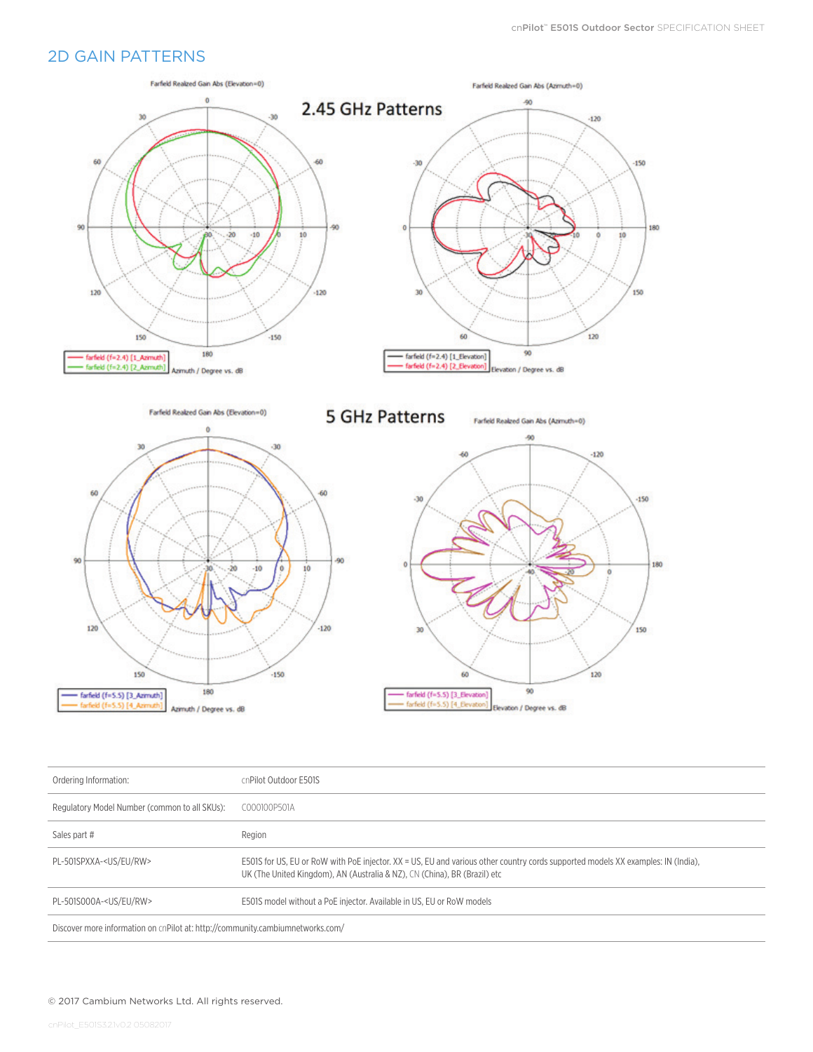## 2D GAIN PATTERNS

2.45 GHz Patterns

Farfield Realized Gain Abs (Elevation=0)

farfield (f=2.4) [1_Azimuth]
farfield (f=2.4) [2_Azimuth]
Azimuth / Degree vs. dB

Farfield Realized Gain Abs (Azimuth=0)

farfield (f=2.4) [1_Elevation]
farfield (f=2.4) [2_Elevation]
Elevation / Degree vs. dB

5 GHz Patterns

Farfield Realized Gain Abs (Elevation=0)

farfield (f=5.5) [3_Azimuth]
farfield (f=5.5) [4_Azimuth]
Azimuth / Degree vs. dB

Farfield Realized Gain Abs (Azimuth=0)

farfield (f=5.5) [3_Elevation]
farfield (f=5.5) [4_Elevation]
Elevation / Degree vs. dB

| | |
|---|---|
| Ordering Information: | cnPilot Outdoor E501S |
| Regulatory Model Number (common to all SKUs): | C000100P501A |
| Sales part # | Region |
| PL-501SPXXA-<US/EU/RW> | E501S for US, EU or RoW with PoE injector. XX = US, EU and various other country cords supported models XX examples: IN (India), UK (The United Kingdom), AN (Australia & NZ), CN (China), BR (Brazil) etc |
| PL-501S000A-<US/EU/RW> | E501S model without a PoE injector. Available in US, EU or RoW models |

Discover more information on cnPilot at: http://community.cambiumnetworks.com/

© 2017 Cambium Networks Ltd. All rights reserved.

cnPilot_E501S32.1v0.2 05082017